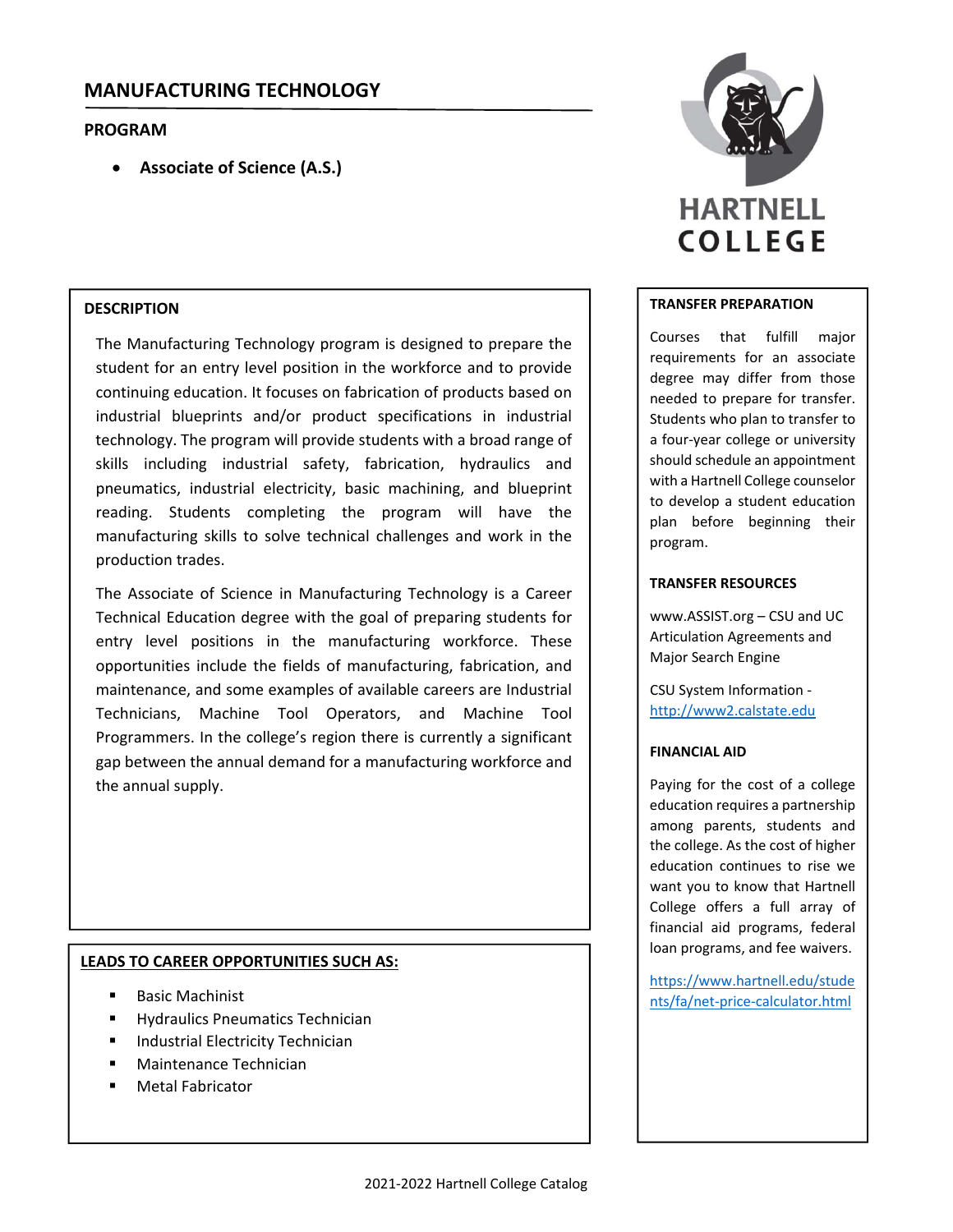# MANUFACTURING TECHNOLOGY

## PROGRAM

- **Associate of Science (A.S.)**

HARTNELL COLLEGE

### DESCRIPTION

The Manufacturing Technology program is designed to prepare the student for an entry level position in the workforce and to provide continuing education. It focuses on fabrication of products based on industrial blueprints and/or product specifications in industrial technology. The program will provide students with a broad range of skills including industrial safety, fabrication, hydraulics and pneumatics, industrial electricity, basic machining, and blueprint reading. Students completing the program will have the manufacturing skills to solve technical challenges and work in the production trades.

The Associate of Science in Manufacturing Technology is a Career Technical Education degree with the goal of preparing students for entry level positions in the manufacturing workforce. These opportunities include the fields of manufacturing, fabrication, and maintenance, and some examples of available careers are Industrial Technicians, Machine Tool Operators, and Machine Tool Programmers. In the college's region there is currently a significant gap between the annual demand for a manufacturing workforce and the annual supply.

### LEADS TO CAREER OPPORTUNITIES SUCH AS:

- Basic Machinist
- Hydraulics Pneumatics Technician
- Industrial Electricity Technician
- Maintenance Technician
- Metal Fabricator

### TRANSFER PREPARATION

Courses that fulfill major requirements for an associate degree may differ from those needed to prepare for transfer. Students who plan to transfer to a four-year college or university should schedule an appointment with a Hartnell College counselor to develop a student education plan before beginning their program.

### TRANSFER RESOURCES

www.ASSIST.org – CSU and UC Articulation Agreements and Major Search Engine

CSU System Information - http://www2.calstate.edu

### FINANCIAL AID

Paying for the cost of a college education requires a partnership among parents, students and the college. As the cost of higher education continues to rise we want you to know that Hartnell College offers a full array of financial aid programs, federal loan programs, and fee waivers.

https://www.hartnell.edu/students/fa/net-price-calculator.html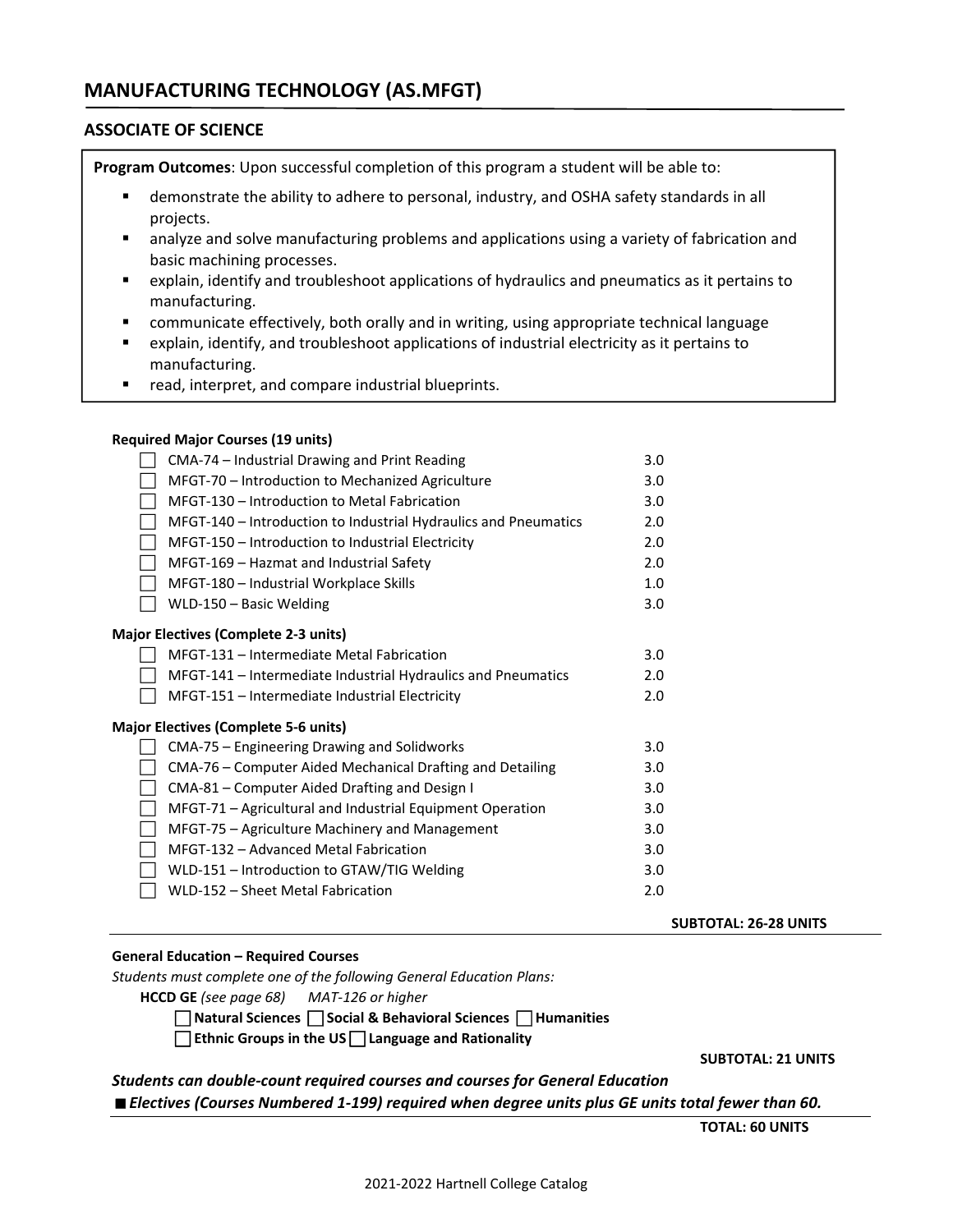# MANUFACTURING TECHNOLOGY (AS.MFGT)

## ASSOCIATE OF SCIENCE

**Program Outcomes**: Upon successful completion of this program a student will be able to:

- demonstrate the ability to adhere to personal, industry, and OSHA safety standards in all projects.
- analyze and solve manufacturing problems and applications using a variety of fabrication and basic machining processes.
- explain, identify and troubleshoot applications of hydraulics and pneumatics as it pertains to manufacturing.
- communicate effectively, both orally and in writing, using appropriate technical language
- explain, identify, and troubleshoot applications of industrial electricity as it pertains to manufacturing.
- read, interpret, and compare industrial blueprints.

**Required Major Courses (19 units)**

| | |
|---|---|
| ☐ CMA-74 – Industrial Drawing and Print Reading | 3.0 |
| ☐ MFGT-70 – Introduction to Mechanized Agriculture | 3.0 |
| ☐ MFGT-130 – Introduction to Metal Fabrication | 3.0 |
| ☐ MFGT-140 – Introduction to Industrial Hydraulics and Pneumatics | 2.0 |
| ☐ MFGT-150 – Introduction to Industrial Electricity | 2.0 |
| ☐ MFGT-169 – Hazmat and Industrial Safety | 2.0 |
| ☐ MFGT-180 – Industrial Workplace Skills | 1.0 |
| ☐ WLD-150 – Basic Welding | 3.0 |

**Major Electives (Complete 2-3 units)**

| | |
|---|---|
| ☐ MFGT-131 – Intermediate Metal Fabrication | 3.0 |
| ☐ MFGT-141 – Intermediate Industrial Hydraulics and Pneumatics | 2.0 |
| ☐ MFGT-151 – Intermediate Industrial Electricity | 2.0 |

**Major Electives (Complete 5-6 units)**

| | |
|---|---|
| ☐ CMA-75 – Engineering Drawing and Solidworks | 3.0 |
| ☐ CMA-76 – Computer Aided Mechanical Drafting and Detailing | 3.0 |
| ☐ CMA-81 – Computer Aided Drafting and Design I | 3.0 |
| ☐ MFGT-71 – Agricultural and Industrial Equipment Operation | 3.0 |
| ☐ MFGT-75 – Agriculture Machinery and Management | 3.0 |
| ☐ MFGT-132 – Advanced Metal Fabrication | 3.0 |
| ☐ WLD-151 – Introduction to GTAW/TIG Welding | 3.0 |
| ☐ WLD-152 – Sheet Metal Fabrication | 2.0 |

**SUBTOTAL: 26-28 UNITS**

**General Education – Required Courses**

*Students must complete one of the following General Education Plans:*

**HCCD GE** *(see page 68)* *MAT-126 or higher*

☐ **Natural Sciences** ☐ **Social & Behavioral Sciences** ☐ **Humanities**

☐ **Ethnic Groups in the US** ☐ **Language and Rationality**

**SUBTOTAL: 21 UNITS**

***Students can double-count required courses and courses for General Education***

■ ***Electives (Courses Numbered 1-199) required when degree units plus GE units total fewer than 60.***

**TOTAL: 60 UNITS**